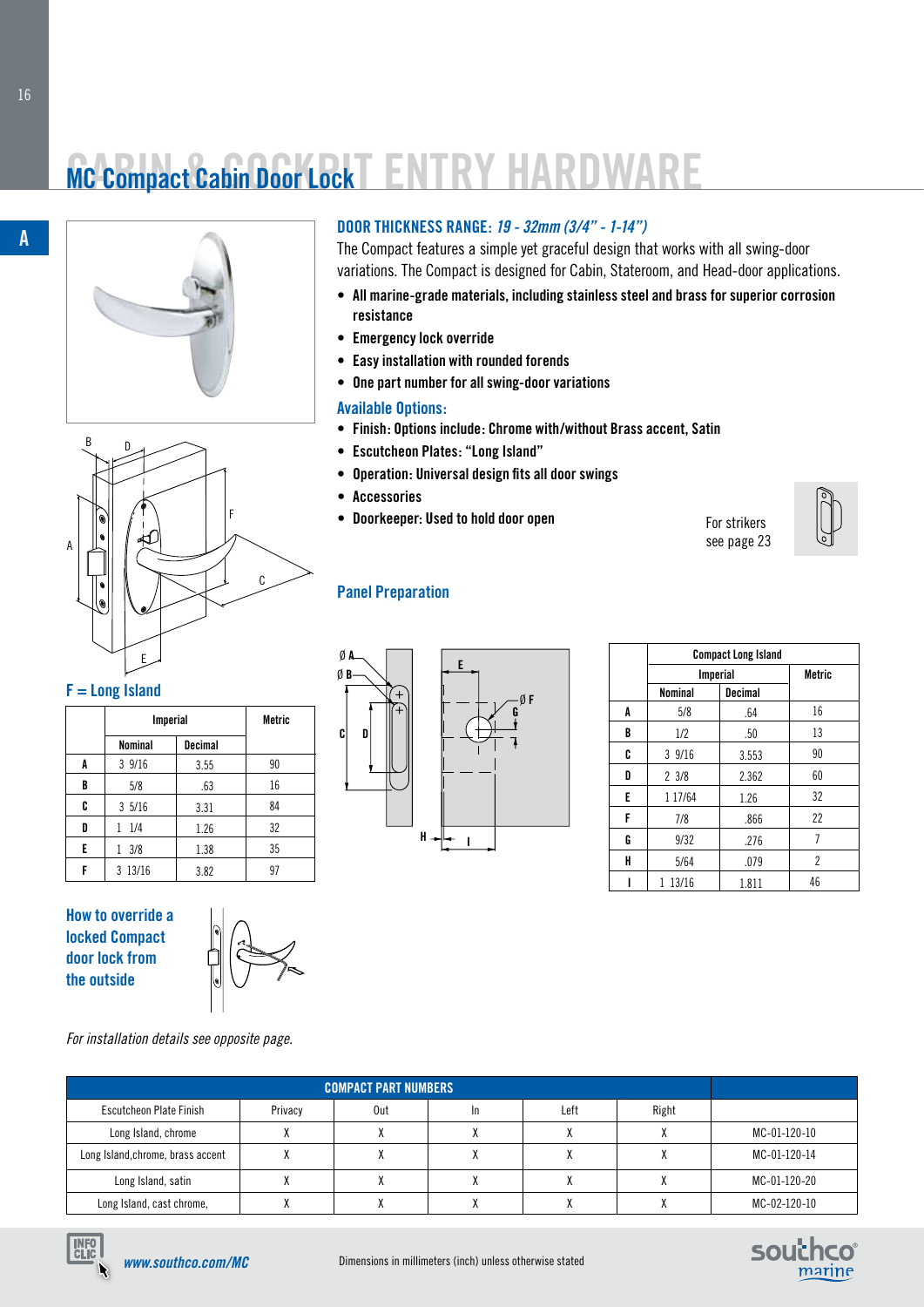# MC Compact Cabin Door Lock

**DOOR THICKNESS RANGE:** *19 - 32mm (3/4" - 1-14")*

The Compact features a simple yet graceful design that works with all swing-door variations. The Compact is designed for Cabin, Stateroom, and Head-door applications.

- **All marine-grade materials, including stainless steel and brass for superior corrosion resistance**
- **Emergency lock override**
- **Easy installation with rounded forends**
- **One part number for all swing-door variations**

### Available Options:

- **Finish: Options include: Chrome with/without Brass accent, Satin**
- **Escutcheon Plates: "Long Island"**
- **Operation: Universal design fits all door swings**
- **Accessories**
- **Doorkeeper: Used to hold door open**

For strikers see page 23

### F = Long Island

| | Imperial | | Metric |
|---|---|---|---|
| | Nominal | Decimal | |
| A | 3 9/16 | 3.55 | 90 |
| B | 5/8 | .63 | 16 |
| C | 3 5/16 | 3.31 | 84 |
| D | 1 1/4 | 1.26 | 32 |
| E | 1 3/8 | 1.38 | 35 |
| F | 3 13/16 | 3.82 | 97 |

### Panel Preparation

| | Compact Long Island | | |
|---|---|---|---|
| | Imperial | | Metric |
| | Nominal | Decimal | |
| A | 5/8 | .64 | 16 |
| B | 1/2 | .50 | 13 |
| C | 3 9/16 | 3.553 | 90 |
| D | 2 3/8 | 2.362 | 60 |
| E | 1 17/64 | 1.26 | 32 |
| F | 7/8 | .866 | 22 |
| G | 9/32 | .276 | 7 |
| H | 5/64 | .079 | 2 |
| I | 1 13/16 | 1.811 | 46 |

### How to override a locked Compact door lock from the outside

*For installation details see opposite page.*

| COMPACT PART NUMBERS | | | | | | |
|---|---|---|---|---|---|---|
| Escutcheon Plate Finish | Privacy | Out | In | Left | Right | |
| Long Island, chrome | X | X | X | X | X | MC-01-120-10 |
| Long Island,chrome, brass accent | X | X | X | X | X | MC-01-120-14 |
| Long Island, satin | X | X | X | X | X | MC-01-120-20 |
| Long Island, cast chrome, | X | X | X | X | X | MC-02-120-10 |

*www.southco.com/MC*

Dimensions in millimeters (inch) unless otherwise stated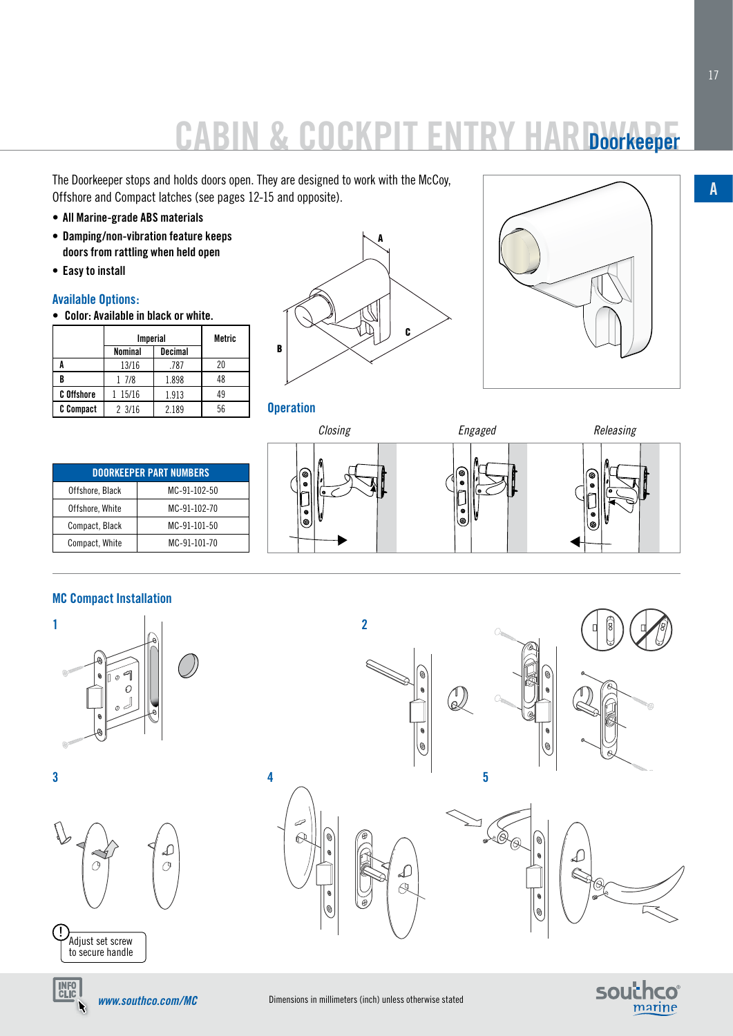# CABIN & COCKPIT ENTRY HARDWARE

## Doorkeeper

The Doorkeeper stops and holds doors open. They are designed to work with the McCoy, Offshore and Compact latches (see pages 12-15 and opposite).

- **All Marine-grade ABS materials**
- **Damping/non-vibration feature keeps doors from rattling when held open**
- **Easy to install**

### Available Options:

- **Color: Available in black or white.**

| | Imperial | | Metric |
|---|---|---|---|
| | Nominal | Decimal | |
| **A** | 13/16 | .787 | 20 |
| **B** | 1 7/8 | 1.898 | 48 |
| **C Offshore** | 1 15/16 | 1.913 | 49 |
| **C Compact** | 2 3/16 | 2.189 | 56 |

| DOORKEEPER PART NUMBERS | |
|---|---|
| Offshore, Black | MC-91-102-50 |
| Offshore, White | MC-91-102-70 |
| Compact, Black | MC-91-101-50 |
| Compact, White | MC-91-101-70 |

### Operation

*Closing* — *Engaged* — *Releasing*

### MC Compact Installation

1

2

3

4

5

Adjust set screw to secure handle

www.southco.com/MC

Dimensions in millimeters (inch) unless otherwise stated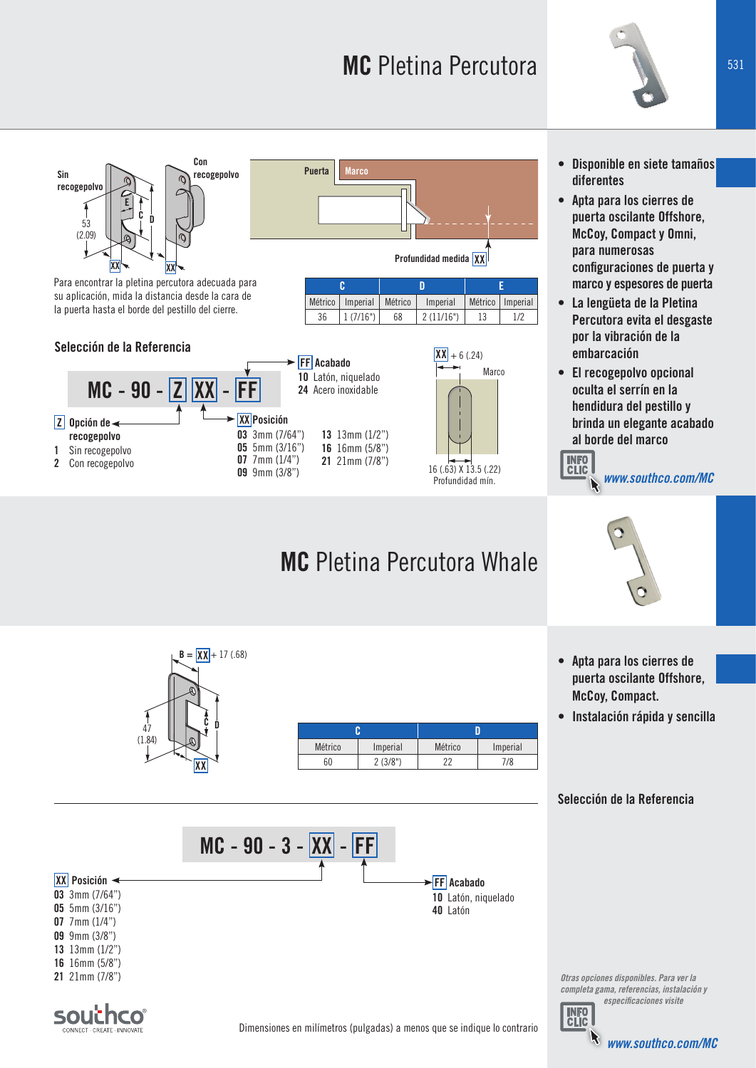# MC Pletina Percutora

Sin recogepolvo

Con recogepolvo

53 (2.09)

Puerta

Marco

Profundidad medida XX

Para encontrar la pletina percutora adecuada para su aplicación, mida la distancia desde la cara de la puerta hasta el borde del pestillo del cierre.

| C | | D | | E | |
|---|---|---|---|---|---|
| Métrico | Imperial | Métrico | Imperial | Métrico | Imperial |
| 36 | 1 (7/16") | 68 | 2 (11/16") | 13 | 1/2 |

### Selección de la Referencia

**MC - 90 - Z XX - FF**

**Z Opción de recogepolvo**
- **1** Sin recogepolvo
- **2** Con recogepolvo

**XX Posición**
- **03** 3mm (7/64")
- **05** 5mm (3/16")
- **07** 7mm (1/4")
- **09** 9mm (3/8")
- **13** 13mm (1/2")
- **16** 16mm (5/8")
- **21** 21mm (7/8")

**FF Acabado**
- **10** Latón, niquelado
- **24** Acero inoxidable

XX + 6 (.24)

Marco

16 (.63) X 13.5 (.22)
Profundidad mín.

- **Disponible en siete tamaños diferentes**
- **Apta para los cierres de puerta oscilante Offshore, McCoy, Compact y Omni, para numerosas configuraciones de puerta y marco y espesores de puerta**
- **La lengüeta de la Pletina Percutora evita el desgaste por la vibración de la embarcación**
- **El recogepolvo opcional oculta el serrín en la hendidura del pestillo y brinda un elegante acabado al borde del marco**

INFO CLIC *www.southco.com/MC*

# MC Pletina Percutora Whale

B = XX + 17 (.68)

47 (1.84)

| C | | D | |
|---|---|---|---|
| Métrico | Imperial | Métrico | Imperial |
| 60 | 2 (3/8") | 22 | 7/8 |

- **Apta para los cierres de puerta oscilante Offshore, McCoy, Compact.**
- **Instalación rápida y sencilla**

### Selección de la Referencia

**MC - 90 - 3 - XX - FF**

**XX Posición**
- **03** 3mm (7/64")
- **05** 5mm (3/16")
- **07** 7mm (1/4")
- **09** 9mm (3/8")
- **13** 13mm (1/2")
- **16** 16mm (5/8")
- **21** 21mm (7/8")

**FF Acabado**
- **10** Latón, niquelado
- **40** Latón

*Otras opciones disponibles. Para ver la completa gama, referencias, instalación y especificaciones visite*

INFO CLIC *www.southco.com/MC*

Dimensiones en milímetros (pulgadas) a menos que se indique lo contrario